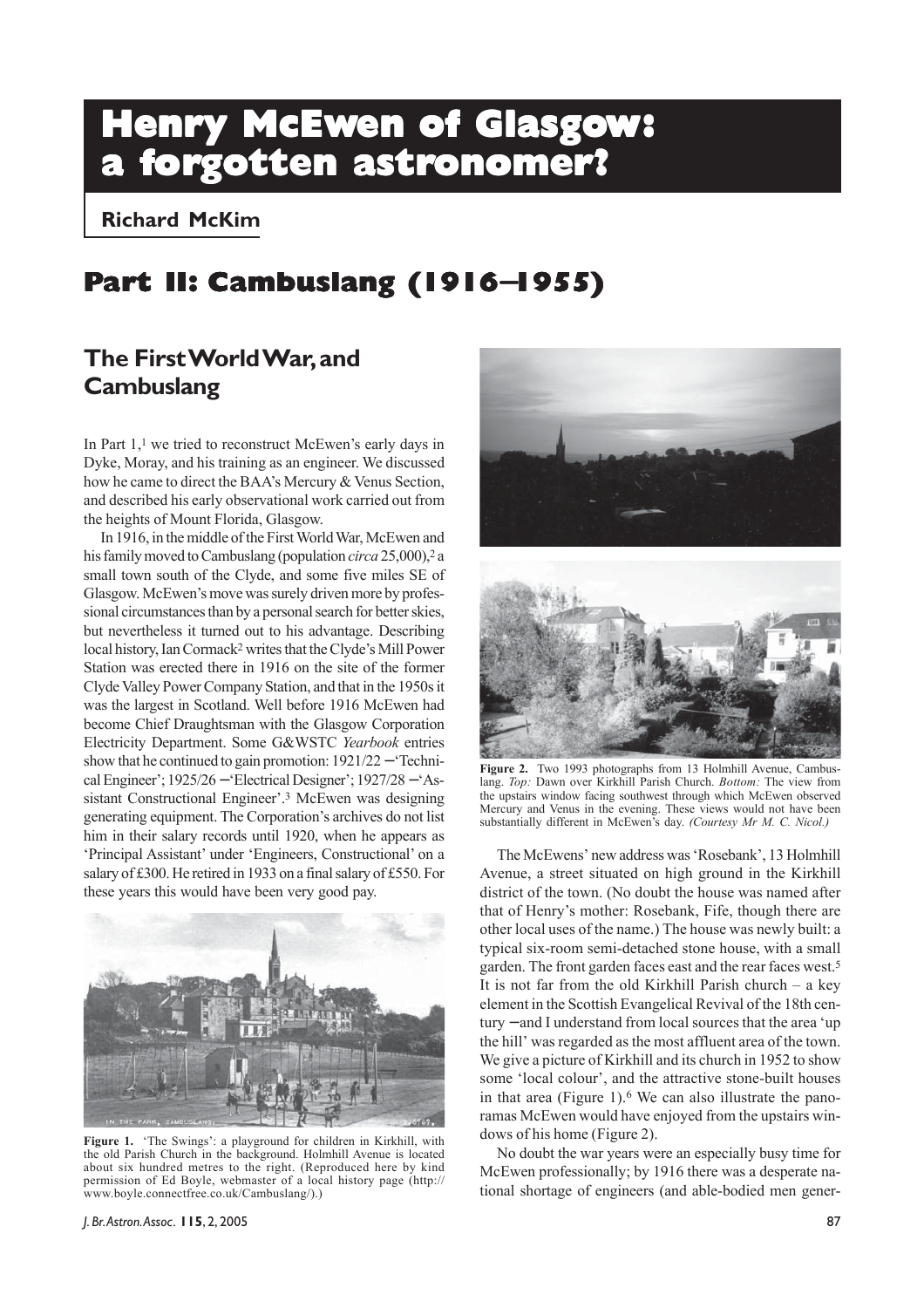# Henry McEwen of Glasgow: a forgotten astronomer?

**Richard McKim**

## Part II: Cambuslang (1916–1955)

### The First World War, and Cambuslang

In Part 1,[1] we tried to reconstruct McEwen's early days in Dyke, Moray, and his training as an engineer. We discussed how he came to direct the BAA's Mercury & Venus Section, and described his early observational work carried out from the heights of Mount Florida, Glasgow.

In 1916, in the middle of the First World War, McEwen and his family moved to Cambuslang (population *circa* 25,000),[2] a small town south of the Clyde, and some five miles SE of Glasgow. McEwen's move was surely driven more by professional circumstances than by a personal search for better skies, but nevertheless it turned out to his advantage. Describing local history, Ian Cormack[2] writes that the Clyde's Mill Power Station was erected there in 1916 on the site of the former Clyde Valley Power Company Station, and that in the 1950s it was the largest in Scotland. Well before 1916 McEwen had become Chief Draughtsman with the Glasgow Corporation Electricity Department. Some G&WSTC *Yearbook* entries show that he continued to gain promotion: 1921/22 – 'Technical Engineer'; 1925/26 – 'Electrical Designer'; 1927/28 – 'Assistant Constructional Engineer'.[3] McEwen was designing generating equipment. The Corporation's archives do not list him in their salary records until 1920, when he appears as 'Principal Assistant' under 'Engineers, Constructional' on a salary of £300. He retired in 1933 on a final salary of £550. For these years this would have been very good pay.

**Figure 1.** 'The Swings': a playground for children in Kirkhill, with the old Parish Church in the background. Holmhill Avenue is located about six hundred metres to the right. (Reproduced here by kind permission of Ed Boyle, webmaster of a local history page (http://www.boyle.connectfree.co.uk/Cambuslang/).)

**Figure 2.** Two 1993 photographs from 13 Holmhill Avenue, Cambuslang. *Top:* Dawn over Kirkhill Parish Church. *Bottom:* The view from the upstairs window facing southwest through which McEwen observed Mercury and Venus in the evening. These views would not have been substantially different in McEwen's day. *(Courtesy Mr M. C. Nicol.)*

The McEwens' new address was 'Rosebank', 13 Holmhill Avenue, a street situated on high ground in the Kirkhill district of the town. (No doubt the house was named after that of Henry's mother: Rosebank, Fife, though there are other local uses of the name.) The house was newly built: a typical six-room semi-detached stone house, with a small garden. The front garden faces east and the rear faces west.[5] It is not far from the old Kirkhill Parish church – a key element in the Scottish Evangelical Revival of the 18th century – and I understand from local sources that the area 'up the hill' was regarded as the most affluent area of the town. We give a picture of Kirkhill and its church in 1952 to show some 'local colour', and the attractive stone-built houses in that area (Figure 1).[6] We can also illustrate the panoramas McEwen would have enjoyed from the upstairs windows of his home (Figure 2).

No doubt the war years were an especially busy time for McEwen professionally; by 1916 there was a desperate national shortage of engineers (and able-bodied men gener-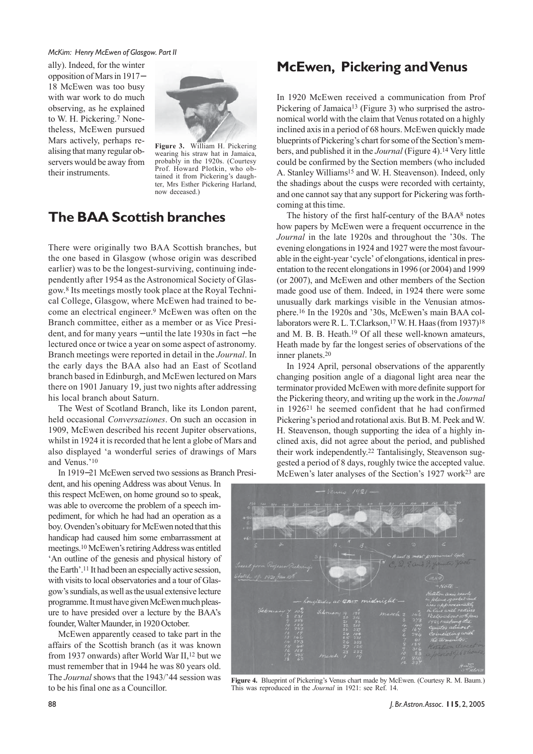ally). Indeed, for the winter opposition of Mars in 1917–18 McEwen was too busy with war work to do much observing, as he explained to W. H. Pickering.[7] Nonetheless, McEwen pursued Mars actively, perhaps realising that many regular observers would be away from their instruments.

**Figure 3.** William H. Pickering wearing his straw hat in Jamaica, probably in the 1920s. (Courtesy Prof. Howard Plotkin, who obtained it from Pickering's daughter, Mrs Esther Pickering Harland, now deceased.)

## The BAA Scottish branches

There were originally two BAA Scottish branches, but the one based in Glasgow (whose origin was described earlier) was to be the longest-surviving, continuing independently after 1954 as the Astronomical Society of Glasgow.[8] Its meetings mostly took place at the Royal Technical College, Glasgow, where McEwen had trained to become an electrical engineer.[9] McEwen was often on the Branch committee, either as a member or as Vice President, and for many years – until the late 1930s in fact – he lectured once or twice a year on some aspect of astronomy. Branch meetings were reported in detail in the *Journal*. In the early days the BAA also had an East of Scotland branch based in Edinburgh, and McEwen lectured on Mars there on 1901 January 19, just two nights after addressing his local branch about Saturn.

The West of Scotland Branch, like its London parent, held occasional *Conversaziones*. On such an occasion in 1909, McEwen described his recent Jupiter observations, whilst in 1924 it is recorded that he lent a globe of Mars and also displayed 'a wonderful series of drawings of Mars and Venus.'[10]

In 1919–21 McEwen served two sessions as Branch President, and his opening Address was about Venus. In this respect McEwen, on home ground so to speak, was able to overcome the problem of a speech impediment, for which he had had an operation as a boy. Ovenden's obituary for McEwen noted that this handicap had caused him some embarrassment at meetings.[10] McEwen's retiring Address was entitled 'An outline of the genesis and physical history of the Earth'.[11] It had been an especially active session, with visits to local observatories and a tour of Glasgow's sundials, as well as the usual extensive lecture programme. It must have given McEwen much pleasure to have presided over a lecture by the BAA's founder, Walter Maunder, in 1920 October.

McEwen apparently ceased to take part in the affairs of the Scottish branch (as it was known from 1937 onwards) after World War II,[12] but we must remember that in 1944 he was 80 years old. The *Journal* shows that the 1943/'44 session was to be his final one as a Councillor.

## McEwen, Pickering and Venus

In 1920 McEwen received a communication from Prof Pickering of Jamaica[13] (Figure 3) who surprised the astronomical world with the claim that Venus rotated on a highly inclined axis in a period of 68 hours. McEwen quickly made blueprints of Pickering's chart for some of the Section's members, and published it in the *Journal* (Figure 4).[14] Very little could be confirmed by the Section members (who included A. Stanley Williams[15] and W. H. Steavenson). Indeed, only the shadings about the cusps were recorded with certainty, and one cannot say that any support for Pickering was forthcoming at this time.

The history of the first half-century of the BAA[8] notes how papers by McEwen were a frequent occurrence in the *Journal* in the late 1920s and throughout the '30s. The evening elongations in 1924 and 1927 were the most favourable in the eight-year 'cycle' of elongations, identical in presentation to the recent elongations in 1996 (or 2004) and 1999 (or 2007), and McEwen and other members of the Section made good use of them. Indeed, in 1924 there were some unusually dark markings visible in the Venusian atmosphere.[16] In the 1920s and '30s, McEwen's main BAA collaborators were R. L. T. Clarkson,[17] W. H. Haas (from 1937)[18] and M. B. B. Heath.[19] Of all these well-known amateurs, Heath made by far the longest series of observations of the inner planets.[20]

In 1924 April, personal observations of the apparently changing position angle of a diagonal light area near the terminator provided McEwen with more definite support for the Pickering theory, and writing up the work in the *Journal* in 1926[21] he seemed confident that he had confirmed Pickering's period and rotational axis. But B. M. Peek and W. H. Steavenson, though supporting the idea of a highly inclined axis, did not agree about the period, and published their work independently.[22] Tantalisingly, Steavenson suggested a period of 8 days, roughly twice the accepted value. McEwen's later analyses of the Section's 1927 work[23] are

**Figure 4.** Blueprint of Pickering's Venus chart made by McEwen. (Courtesy R. M. Baum.) This was reproduced in the *Journal* in 1921: see Ref. 14.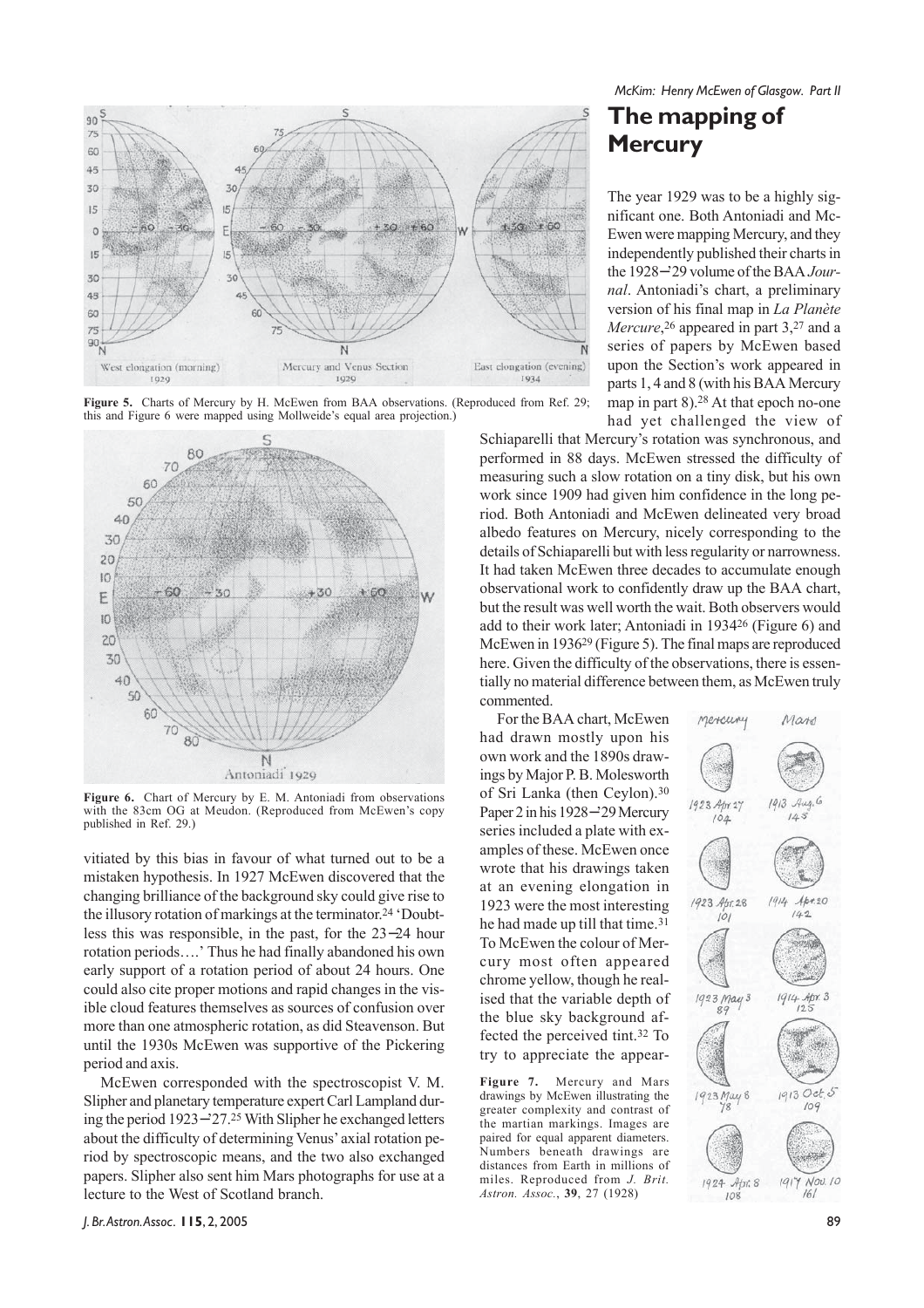Figure 5. Charts of Mercury by H. McEwen from BAA observations. (Reproduced from Ref. 29; this and Figure 6 were mapped using Mollweide's equal area projection.)

Figure 6. Chart of Mercury by E. M. Antoniadi from observations with the 83cm OG at Meudon. (Reproduced from McEwen's copy published in Ref. 29.)

vitiated by this bias in favour of what turned out to be a mistaken hypothesis. In 1927 McEwen discovered that the changing brilliance of the background sky could give rise to the illusory rotation of markings at the terminator.[24] 'Doubtless this was responsible, in the past, for the 23–24 hour rotation periods….' Thus he had finally abandoned his own early support of a rotation period of about 24 hours. One could also cite proper motions and rapid changes in the visible cloud features themselves as sources of confusion over more than one atmospheric rotation, as did Steavenson. But until the 1930s McEwen was supportive of the Pickering period and axis.

McEwen corresponded with the spectroscopist V. M. Slipher and planetary temperature expert Carl Lampland during the period 1923–'27.[25] With Slipher he exchanged letters about the difficulty of determining Venus' axial rotation period by spectroscopic means, and the two also exchanged papers. Slipher also sent him Mars photographs for use at a lecture to the West of Scotland branch.

## The mapping of Mercury

The year 1929 was to be a highly significant one. Both Antoniadi and McEwen were mapping Mercury, and they independently published their charts in the 1928–'29 volume of the BAA *Journal*. Antoniadi's chart, a preliminary version of his final map in *La Planète Mercure*,[26] appeared in part 3,[27] and a series of papers by McEwen based upon the Section's work appeared in parts 1, 4 and 8 (with his BAA Mercury map in part 8).[28] At that epoch no-one had yet challenged the view of Schiaparelli that Mercury's rotation was synchronous, and performed in 88 days. McEwen stressed the difficulty of measuring such a slow rotation on a tiny disk, but his own work since 1909 had given him confidence in the long period. Both Antoniadi and McEwen delineated very broad albedo features on Mercury, nicely corresponding to the details of Schiaparelli but with less regularity or narrowness. It had taken McEwen three decades to accumulate enough observational work to confidently draw up the BAA chart, but the result was well worth the wait. Both observers would add to their work later; Antoniadi in 1934[26] (Figure 6) and McEwen in 1936[29] (Figure 5). The final maps are reproduced here. Given the difficulty of the observations, there is essentially no material difference between them, as McEwen truly commented.

For the BAA chart, McEwen had drawn mostly upon his own work and the 1890s drawings by Major P. B. Molesworth of Sri Lanka (then Ceylon).[30] Paper 2 in his 1928–'29 Mercury series included a plate with examples of these. McEwen once wrote that his drawings taken at an evening elongation in 1923 were the most interesting he had made up till that time.[31] To McEwen the colour of Mercury most often appeared chrome yellow, though he realised that the variable depth of the blue sky background affected the perceived tint.[32] To try to appreciate the appear-

Figure 7. Mercury and Mars drawings by McEwen illustrating the greater complexity and contrast of the martian markings. Images are paired for equal apparent diameters. Numbers beneath drawings are distances from Earth in millions of miles. Reproduced from *J. Brit. Astron. Assoc.*, **39**, 27 (1928)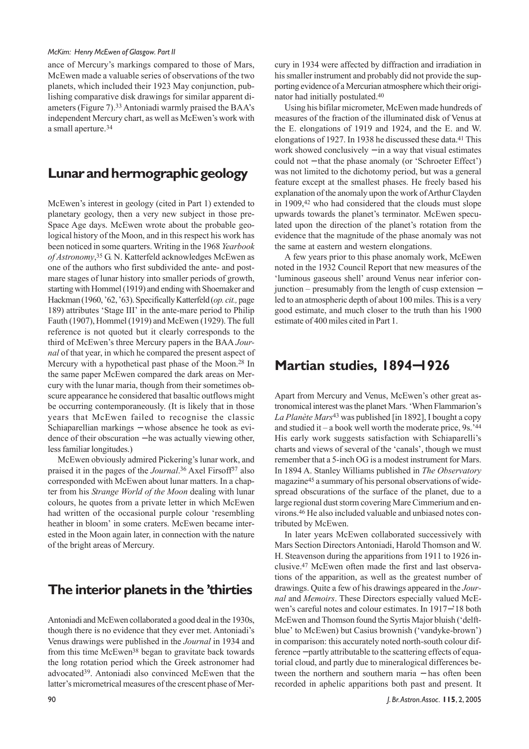ance of Mercury's markings compared to those of Mars, McEwen made a valuable series of observations of the two planets, which included their 1923 May conjunction, publishing comparative disk drawings for similar apparent diameters (Figure 7).[33] Antoniadi warmly praised the BAA's independent Mercury chart, as well as McEwen's work with a small aperture.[34]

## Lunar and hermographic geology

McEwen's interest in geology (cited in Part 1) extended to planetary geology, then a very new subject in those pre-Space Age days. McEwen wrote about the probable geological history of the Moon, and in this respect his work has been noticed in some quarters. Writing in the 1968 *Yearbook of Astronomy*,[35] G. N. Katterfeld acknowledges McEwen as one of the authors who first subdivided the ante- and post-mare stages of lunar history into smaller periods of growth, starting with Hommel (1919) and ending with Shoemaker and Hackman (1960, '62, '63). Specifically Katterfeld (*op. cit.,* page 189) attributes 'Stage III' in the ante-mare period to Philip Fauth (1907), Hommel (1919) and McEwen (1929). The full reference is not quoted but it clearly corresponds to the third of McEwen's three Mercury papers in the BAA *Journal* of that year, in which he compared the present aspect of Mercury with a hypothetical past phase of the Moon.[28] In the same paper McEwen compared the dark areas on Mercury with the lunar maria, though from their sometimes obscure appearance he considered that basaltic outflows might be occurring contemporaneously. (It is likely that in those years that McEwen failed to recognise the classic Schiaparellian markings – whose absence he took as evidence of their obscuration – he was actually viewing other, less familiar longitudes.)

McEwen obviously admired Pickering's lunar work, and praised it in the pages of the *Journal*.[36] Axel Firsoff[37] also corresponded with McEwen about lunar matters. In a chapter from his *Strange World of the Moon* dealing with lunar colours, he quotes from a private letter in which McEwen had written of the occasional purple colour 'resembling heather in bloom' in some craters. McEwen became interested in the Moon again later, in connection with the nature of the bright areas of Mercury.

## The interior planets in the 'thirties

Antoniadi and McEwen collaborated a good deal in the 1930s, though there is no evidence that they ever met. Antoniadi's Venus drawings were published in the *Journal* in 1934 and from this time McEwen[38] began to gravitate back towards the long rotation period which the Greek astronomer had advocated[39]. Antoniadi also convinced McEwen that the latter's micrometrical measures of the crescent phase of Mercury in 1934 were affected by diffraction and irradiation in his smaller instrument and probably did not provide the supporting evidence of a Mercurian atmosphere which their originator had initially postulated.[40]

Using his bifilar micrometer, McEwen made hundreds of measures of the fraction of the illuminated disk of Venus at the E. elongations of 1919 and 1924, and the E. and W. elongations of 1927. In 1938 he discussed these data.[41] This work showed conclusively – in a way that visual estimates could not – that the phase anomaly (or 'Schroeter Effect') was not limited to the dichotomy period, but was a general feature except at the smallest phases. He freely based his explanation of the anomaly upon the work of Arthur Clayden in 1909,[42] who had considered that the clouds must slope upwards towards the planet's terminator. McEwen speculated upon the direction of the planet's rotation from the evidence that the magnitude of the phase anomaly was not the same at eastern and western elongations.

A few years prior to this phase anomaly work, McEwen noted in the 1932 Council Report that new measures of the 'luminous gaseous shell' around Venus near inferior conjunction – presumably from the length of cusp extension – led to an atmospheric depth of about 100 miles. This is a very good estimate, and much closer to the truth than his 1900 estimate of 400 miles cited in Part 1.

## Martian studies, 1894–1926

Apart from Mercury and Venus, McEwen's other great astronomical interest was the planet Mars. 'When Flammarion's *La Planète Mars*[43] was published [in 1892], I bought a copy and studied it – a book well worth the moderate price, 9s.'[44] His early work suggests satisfaction with Schiaparelli's charts and views of several of the 'canals', though we must remember that a 5-inch OG is a modest instrument for Mars. In 1894 A. Stanley Williams published in *The Observatory* magazine[45] a summary of his personal observations of widespread obscurations of the surface of the planet, due to a large regional dust storm covering Mare Cimmerium and environs.[46] He also included valuable and unbiased notes contributed by McEwen.

In later years McEwen collaborated successively with Mars Section Directors Antoniadi, Harold Thomson and W. H. Steavenson during the apparitions from 1911 to 1926 inclusive.[47] McEwen often made the first and last observations of the apparition, as well as the greatest number of drawings. Quite a few of his drawings appeared in the *Journal* and *Memoirs*. These Directors especially valued McEwen's careful notes and colour estimates. In 1917–18 both McEwen and Thomson found the Syrtis Major bluish ('delft-blue' to McEwen) but Casius brownish ('vandyke-brown') in comparison: this accurately noted north-south colour difference – partly attributable to the scattering effects of equatorial cloud, and partly due to mineralogical differences between the northern and southern maria – has often been recorded in aphelic apparitions both past and present. It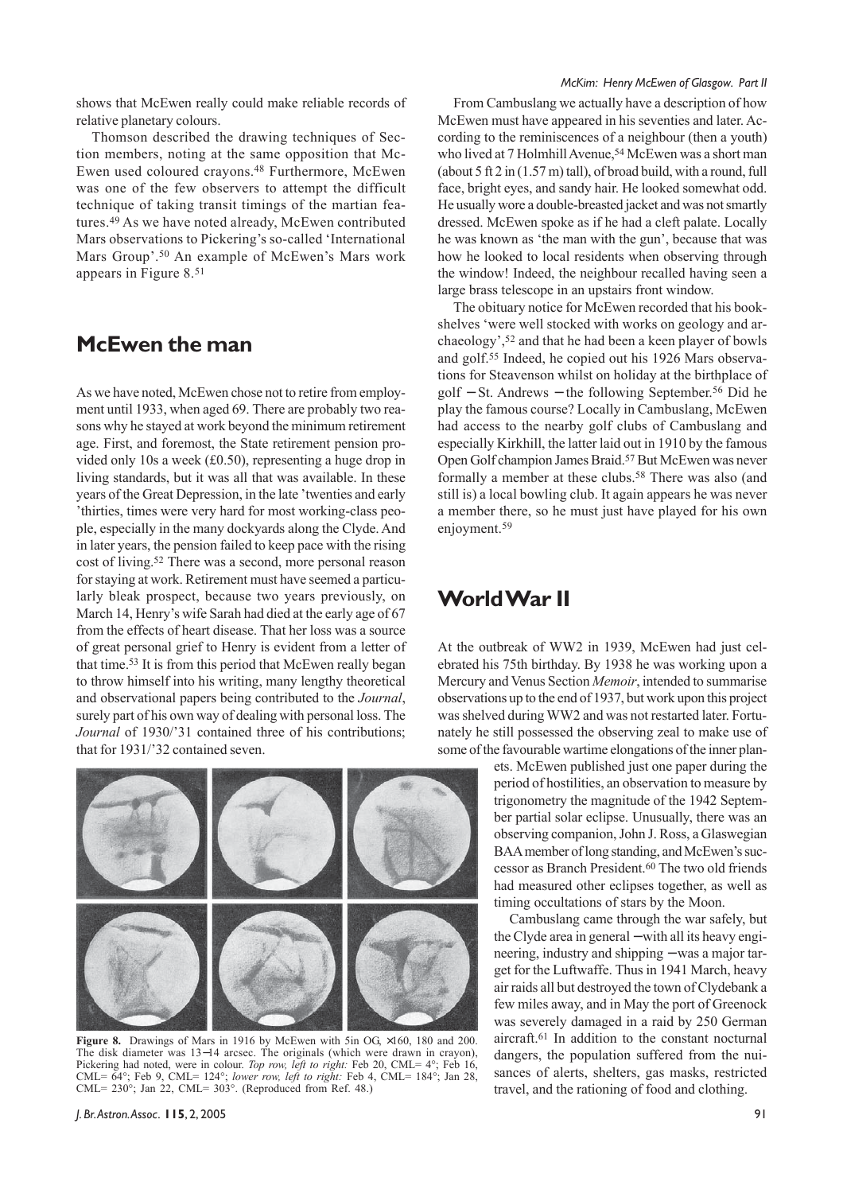shows that McEwen really could make reliable records of relative planetary colours.

Thomson described the drawing techniques of Section members, noting at the same opposition that McEwen used coloured crayons.[48] Furthermore, McEwen was one of the few observers to attempt the difficult technique of taking transit timings of the martian features.[49] As we have noted already, McEwen contributed Mars observations to Pickering's so-called 'International Mars Group'.[50] An example of McEwen's Mars work appears in Figure 8.[51]

## McEwen the man

As we have noted, McEwen chose not to retire from employment until 1933, when aged 69. There are probably two reasons why he stayed at work beyond the minimum retirement age. First, and foremost, the State retirement pension provided only 10s a week (£0.50), representing a huge drop in living standards, but it was all that was available. In these years of the Great Depression, in the late 'twenties and early 'thirties, times were very hard for most working-class people, especially in the many dockyards along the Clyde. And in later years, the pension failed to keep pace with the rising cost of living.[52] There was a second, more personal reason for staying at work. Retirement must have seemed a particularly bleak prospect, because two years previously, on March 14, Henry's wife Sarah had died at the early age of 67 from the effects of heart disease. That her loss was a source of great personal grief to Henry is evident from a letter of that time.[53] It is from this period that McEwen really began to throw himself into his writing, many lengthy theoretical and observational papers being contributed to the *Journal*, surely part of his own way of dealing with personal loss. The *Journal* of 1930/'31 contained three of his contributions; that for 1931/'32 contained seven.

**Figure 8.** Drawings of Mars in 1916 by McEwen with 5in OG, ×160, 180 and 200. The disk diameter was 13–14 arcsec. The originals (which were drawn in crayon), Pickering had noted, were in colour. *Top row, left to right:* Feb 20, CML= 4°; Feb 16, CML= 64°; Feb 9, CML= 124°; *lower row, left to right:* Feb 4, CML= 184°; Jan 28, CML= 230°; Jan 22, CML= 303°. (Reproduced from Ref. 48.)

From Cambuslang we actually have a description of how McEwen must have appeared in his seventies and later. According to the reminiscences of a neighbour (then a youth) who lived at 7 Holmhill Avenue,[54] McEwen was a short man (about 5 ft 2 in (1.57 m) tall), of broad build, with a round, full face, bright eyes, and sandy hair. He looked somewhat odd. He usually wore a double-breasted jacket and was not smartly dressed. McEwen spoke as if he had a cleft palate. Locally he was known as 'the man with the gun', because that was how he looked to local residents when observing through the window! Indeed, the neighbour recalled having seen a large brass telescope in an upstairs front window.

The obituary notice for McEwen recorded that his bookshelves 'were well stocked with works on geology and archaeology',[52] and that he had been a keen player of bowls and golf.[55] Indeed, he copied out his 1926 Mars observations for Steavenson whilst on holiday at the birthplace of golf – St. Andrews – the following September.[56] Did he play the famous course? Locally in Cambuslang, McEwen had access to the nearby golf clubs of Cambuslang and especially Kirkhill, the latter laid out in 1910 by the famous Open Golf champion James Braid.[57] But McEwen was never formally a member at these clubs.[58] There was also (and still is) a local bowling club. It again appears he was never a member there, so he must just have played for his own enjoyment.[59]

## World War II

At the outbreak of WW2 in 1939, McEwen had just celebrated his 75th birthday. By 1938 he was working upon a Mercury and Venus Section *Memoir*, intended to summarise observations up to the end of 1937, but work upon this project was shelved during WW2 and was not restarted later. Fortunately he still possessed the observing zeal to make use of some of the favourable wartime elongations of the inner planets. McEwen published just one paper during the period of hostilities, an observation to measure by trigonometry the magnitude of the 1942 September partial solar eclipse. Unusually, there was an observing companion, John J. Ross, a Glaswegian BAA member of long standing, and McEwen's successor as Branch President.[60] The two old friends had measured other eclipses together, as well as timing occultations of stars by the Moon.

Cambuslang came through the war safely, but the Clyde area in general – with all its heavy engineering, industry and shipping – was a major target for the Luftwaffe. Thus in 1941 March, heavy air raids all but destroyed the town of Clydebank a few miles away, and in May the port of Greenock was severely damaged in a raid by 250 German aircraft.[61] In addition to the constant nocturnal dangers, the population suffered from the nuisances of alerts, shelters, gas masks, restricted travel, and the rationing of food and clothing.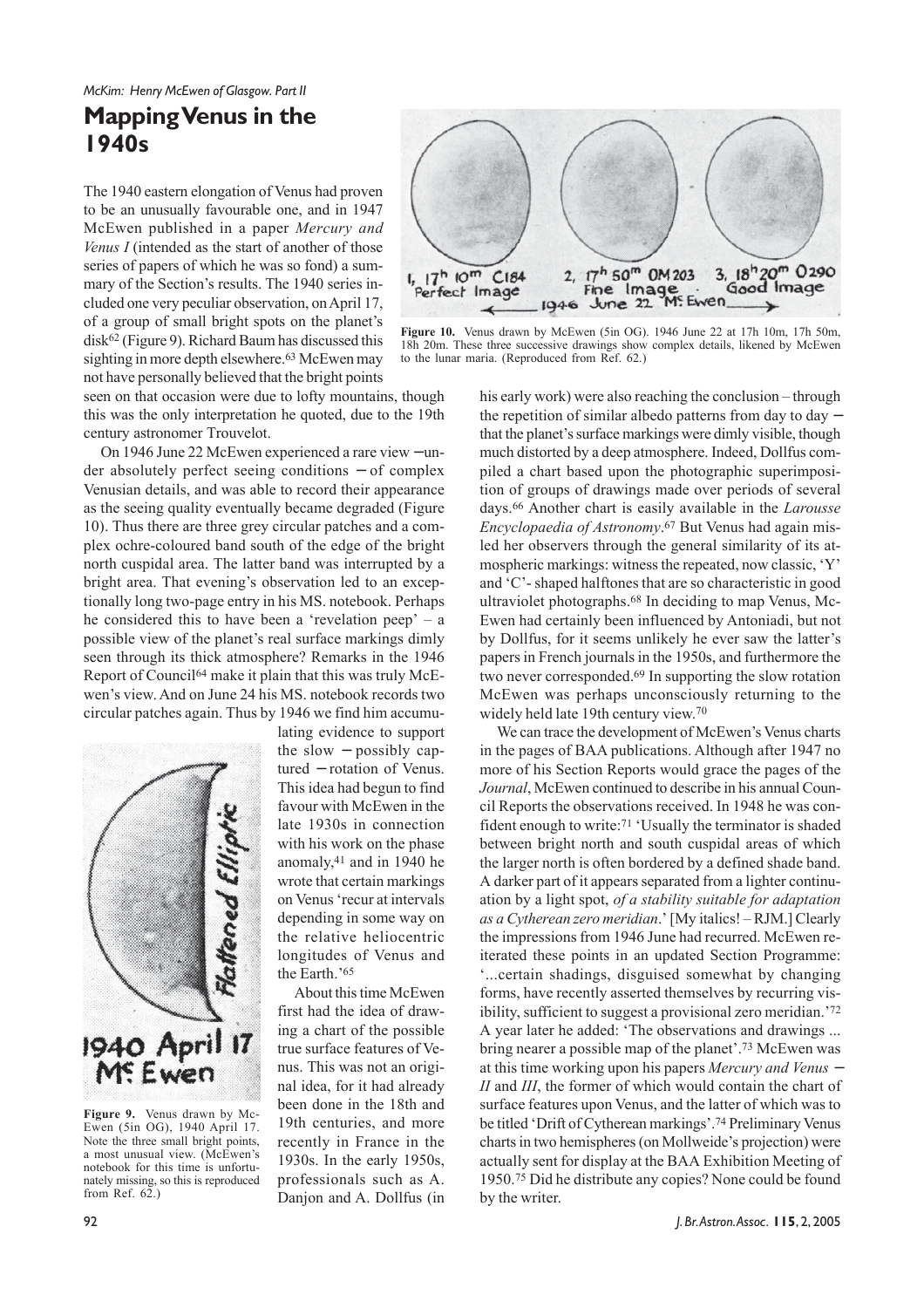## Mapping Venus in the 1940s

The 1940 eastern elongation of Venus had proven to be an unusually favourable one, and in 1947 McEwen published in a paper *Mercury and Venus I* (intended as the start of another of those series of papers of which he was so fond) a summary of the Section's results. The 1940 series included one very peculiar observation, on April 17, of a group of small bright spots on the planet's disk[62] (Figure 9). Richard Baum has discussed this sighting in more depth elsewhere.[63] McEwen may not have personally believed that the bright points seen on that occasion were due to lofty mountains, though this was the only interpretation he quoted, due to the 19th century astronomer Trouvelot.

On 1946 June 22 McEwen experienced a rare view – under absolutely perfect seeing conditions – of complex Venusian details, and was able to record their appearance as the seeing quality eventually became degraded (Figure 10). Thus there are three grey circular patches and a complex ochre-coloured band south of the edge of the bright north cuspidal area. The latter band was interrupted by a bright area. That evening's observation led to an exceptionally long two-page entry in his MS. notebook. Perhaps he considered this to have been a 'revelation peep' – a possible view of the planet's real surface markings dimly seen through its thick atmosphere? Remarks in the 1946 Report of Council[64] make it plain that this was truly McEwen's view. And on June 24 his MS. notebook records two circular patches again. Thus by 1946 we find him accumulating evidence to support the slow – possibly captured – rotation of Venus. This idea had begun to find favour with McEwen in the late 1930s in connection with his work on the phase anomaly,[41] and in 1940 he wrote that certain markings on Venus 'recur at intervals depending in some way on the relative heliocentric longitudes of Venus and the Earth.'[65]

**Figure 9.** Venus drawn by McEwen (5in OG), 1940 April 17. Note the three small bright points, a most unusual view. (McEwen's notebook for this time is unfortunately missing, so this is reproduced from Ref. 62.)

**Figure 10.** Venus drawn by McEwen (5in OG). 1946 June 22 at 17h 10m, 17h 50m, 18h 20m. These three successive drawings show complex details, likened by McEwen to the lunar maria. (Reproduced from Ref. 62.)

About this time McEwen first had the idea of drawing a chart of the possible true surface features of Venus. This was not an original idea, for it had already been done in the 18th and 19th centuries, and more recently in France in the 1930s. In the early 1950s, professionals such as A. Danjon and A. Dollfus (in his early work) were also reaching the conclusion – through the repetition of similar albedo patterns from day to day – that the planet's surface markings were dimly visible, though much distorted by a deep atmosphere. Indeed, Dollfus compiled a chart based upon the photographic superimposition of groups of drawings made over periods of several days.[66] Another chart is easily available in the *Larousse Encyclopaedia of Astronomy*.[67] But Venus had again misled her observers through the general similarity of its atmospheric markings: witness the repeated, now classic, 'Y' and 'C'- shaped halftones that are so characteristic in good ultraviolet photographs.[68] In deciding to map Venus, McEwen had certainly been influenced by Antoniadi, but not by Dollfus, for it seems unlikely he ever saw the latter's papers in French journals in the 1950s, and furthermore the two never corresponded.[69] In supporting the slow rotation McEwen was perhaps unconsciously returning to the widely held late 19th century view.[70]

We can trace the development of McEwen's Venus charts in the pages of BAA publications. Although after 1947 no more of his Section Reports would grace the pages of the *Journal*, McEwen continued to describe in his annual Council Reports the observations received. In 1948 he was confident enough to write:[71] 'Usually the terminator is shaded between bright north and south cuspidal areas of which the larger north is often bordered by a defined shade band. A darker part of it appears separated from a lighter continuation by a light spot, *of a stability suitable for adaptation as a Cytherean zero meridian*.' [My italics! – RJM.] Clearly the impressions from 1946 June had recurred. McEwen reiterated these points in an updated Section Programme: '...certain shadings, disguised somewhat by changing forms, have recently asserted themselves by recurring visibility, sufficient to suggest a provisional zero meridian.'[72] A year later he added: 'The observations and drawings ... bring nearer a possible map of the planet'.[73] McEwen was at this time working upon his papers *Mercury and Venus – II* and *III*, the former of which would contain the chart of surface features upon Venus, and the latter of which was to be titled 'Drift of Cytherean markings'.[74] Preliminary Venus charts in two hemispheres (on Mollweide's projection) were actually sent for display at the BAA Exhibition Meeting of 1950.[75] Did he distribute any copies? None could be found by the writer.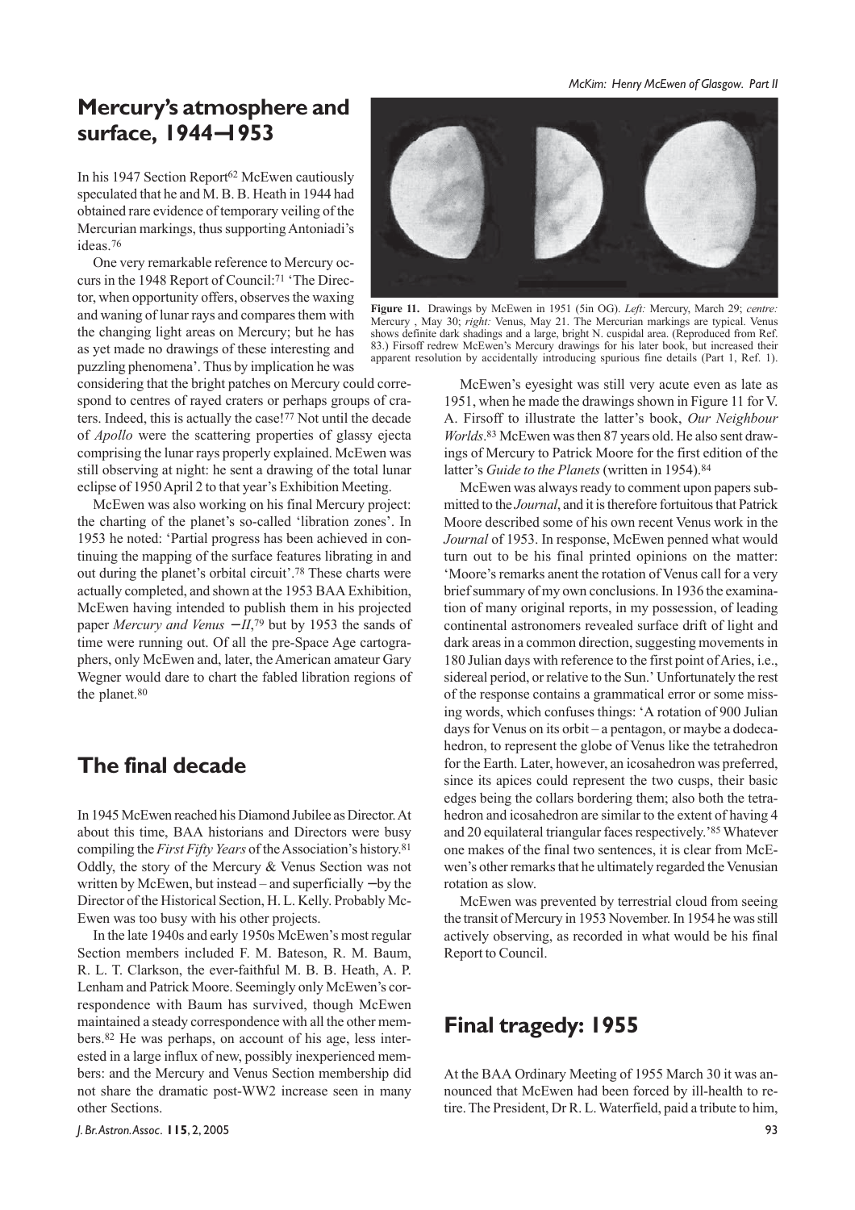## Mercury's atmosphere and surface, 1944–1953

In his 1947 Section Report[62] McEwen cautiously speculated that he and M. B. B. Heath in 1944 had obtained rare evidence of temporary veiling of the Mercurian markings, thus supporting Antoniadi's ideas.[76]

One very remarkable reference to Mercury occurs in the 1948 Report of Council:[71] 'The Director, when opportunity offers, observes the waxing and waning of lunar rays and compares them with the changing light areas on Mercury; but he has as yet made no drawings of these interesting and puzzling phenomena'. Thus by implication he was considering that the bright patches on Mercury could correspond to centres of rayed craters or perhaps groups of craters. Indeed, this is actually the case![77] Not until the decade of *Apollo* were the scattering properties of glassy ejecta comprising the lunar rays properly explained. McEwen was still observing at night: he sent a drawing of the total lunar eclipse of 1950 April 2 to that year's Exhibition Meeting.

McEwen was also working on his final Mercury project: the charting of the planet's so-called 'libration zones'. In 1953 he noted: 'Partial progress has been achieved in continuing the mapping of the surface features librating in and out during the planet's orbital circuit'.[78] These charts were actually completed, and shown at the 1953 BAA Exhibition, McEwen having intended to publish them in his projected paper *Mercury and Venus – II*,[79] but by 1953 the sands of time were running out. Of all the pre-Space Age cartographers, only McEwen and, later, the American amateur Gary Wegner would dare to chart the fabled libration regions of the planet.[80]

## The final decade

In 1945 McEwen reached his Diamond Jubilee as Director. At about this time, BAA historians and Directors were busy compiling the *First Fifty Years* of the Association's history.[81] Oddly, the story of the Mercury & Venus Section was not written by McEwen, but instead – and superficially – by the Director of the Historical Section, H. L. Kelly. Probably McEwen was too busy with his other projects.

In the late 1940s and early 1950s McEwen's most regular Section members included F. M. Bateson, R. M. Baum, R. L. T. Clarkson, the ever-faithful M. B. B. Heath, A. P. Lenham and Patrick Moore. Seemingly only McEwen's correspondence with Baum has survived, though McEwen maintained a steady correspondence with all the other members.[82] He was perhaps, on account of his age, less interested in a large influx of new, possibly inexperienced members: and the Mercury and Venus Section membership did not share the dramatic post-WW2 increase seen in many other Sections.

**Figure 11.** Drawings by McEwen in 1951 (5in OG). *Left:* Mercury, March 29; *centre:* Mercury , May 30; *right:* Venus, May 21. The Mercurian markings are typical. Venus shows definite dark shadings and a large, bright N. cuspidal area. (Reproduced from Ref. 83.) Firsoff redrew McEwen's Mercury drawings for his later book, but increased their apparent resolution by accidentally introducing spurious fine details (Part 1, Ref. 1).

McEwen's eyesight was still very acute even as late as 1951, when he made the drawings shown in Figure 11 for V. A. Firsoff to illustrate the latter's book, *Our Neighbour Worlds*.[83] McEwen was then 87 years old. He also sent drawings of Mercury to Patrick Moore for the first edition of the latter's *Guide to the Planets* (written in 1954).[84]

McEwen was always ready to comment upon papers submitted to the *Journal*, and it is therefore fortuitous that Patrick Moore described some of his own recent Venus work in the *Journal* of 1953. In response, McEwen penned what would turn out to be his final printed opinions on the matter: 'Moore's remarks anent the rotation of Venus call for a very brief summary of my own conclusions. In 1936 the examination of many original reports, in my possession, of leading continental astronomers revealed surface drift of light and dark areas in a common direction, suggesting movements in 180 Julian days with reference to the first point of Aries, i.e., sidereal period, or relative to the Sun.' Unfortunately the rest of the response contains a grammatical error or some missing words, which confuses things: 'A rotation of 900 Julian days for Venus on its orbit – a pentagon, or maybe a dodecahedron, to represent the globe of Venus like the tetrahedron for the Earth. Later, however, an icosahedron was preferred, since its apices could represent the two cusps, their basic edges being the collars bordering them; also both the tetrahedron and icosahedron are similar to the extent of having 4 and 20 equilateral triangular faces respectively.'[85] Whatever one makes of the final two sentences, it is clear from McEwen's other remarks that he ultimately regarded the Venusian rotation as slow.

McEwen was prevented by terrestrial cloud from seeing the transit of Mercury in 1953 November. In 1954 he was still actively observing, as recorded in what would be his final Report to Council.

## Final tragedy: 1955

At the BAA Ordinary Meeting of 1955 March 30 it was announced that McEwen had been forced by ill-health to retire. The President, Dr R. L. Waterfield, paid a tribute to him,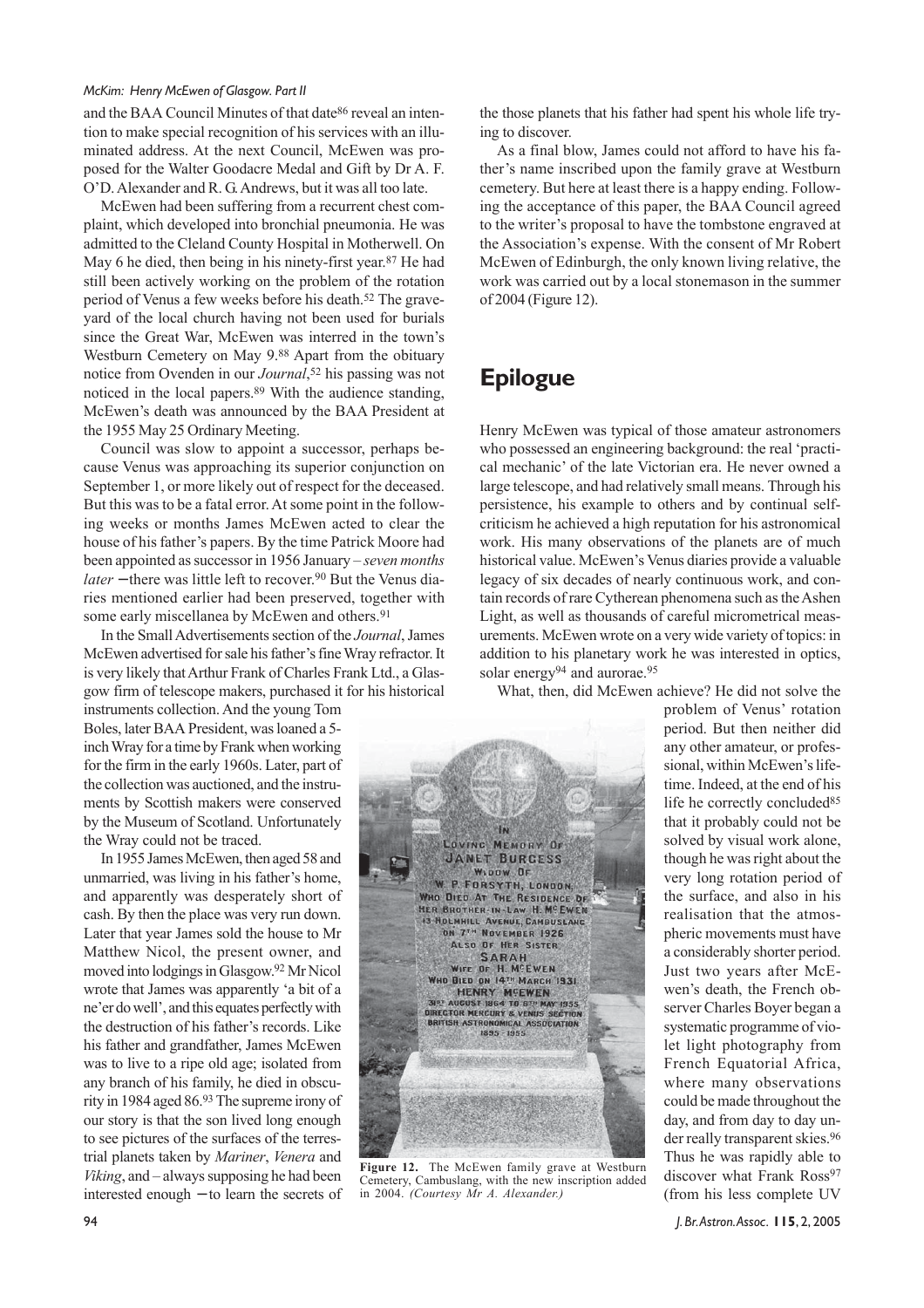and the BAA Council Minutes of that date[86] reveal an intention to make special recognition of his services with an illuminated address. At the next Council, McEwen was proposed for the Walter Goodacre Medal and Gift by Dr A. F. O'D. Alexander and R. G. Andrews, but it was all too late.

McEwen had been suffering from a recurrent chest complaint, which developed into bronchial pneumonia. He was admitted to the Cleland County Hospital in Motherwell. On May 6 he died, then being in his ninety-first year.[87] He had still been actively working on the problem of the rotation period of Venus a few weeks before his death.[52] The graveyard of the local church having not been used for burials since the Great War, McEwen was interred in the town's Westburn Cemetery on May 9.[88] Apart from the obituary notice from Ovenden in our *Journal*,[52] his passing was not noticed in the local papers.[89] With the audience standing, McEwen's death was announced by the BAA President at the 1955 May 25 Ordinary Meeting.

Council was slow to appoint a successor, perhaps because Venus was approaching its superior conjunction on September 1, or more likely out of respect for the deceased. But this was to be a fatal error. At some point in the following weeks or months James McEwen acted to clear the house of his father's papers. By the time Patrick Moore had been appointed as successor in 1956 January – *seven months later* – there was little left to recover.[90] But the Venus diaries mentioned earlier had been preserved, together with some early miscellanea by McEwen and others.[91]

In the Small Advertisements section of the *Journal*, James McEwen advertised for sale his father's fine Wray refractor. It is very likely that Arthur Frank of Charles Frank Ltd., a Glasgow firm of telescope makers, purchased it for his historical instruments collection. And the young Tom Boles, later BAA President, was loaned a 5-inch Wray for a time by Frank when working for the firm in the early 1960s. Later, part of the collection was auctioned, and the instruments by Scottish makers were conserved by the Museum of Scotland. Unfortunately the Wray could not be traced.

In 1955 James McEwen, then aged 58 and unmarried, was living in his father's home, and apparently was desperately short of cash. By then the place was very run down. Later that year James sold the house to Mr Matthew Nicol, the present owner, and moved into lodgings in Glasgow.[92] Mr Nicol wrote that James was apparently 'a bit of a ne'er do well', and this equates perfectly with the destruction of his father's records. Like his father and grandfather, James McEwen was to live to a ripe old age; isolated from any branch of his family, he died in obscurity in 1984 aged 86.[93] The supreme irony of our story is that the son lived long enough to see pictures of the surfaces of the terrestrial planets taken by *Mariner*, *Venera* and *Viking*, and – always supposing he had been interested enough – to learn the secrets of the those planets that his father had spent his whole life trying to discover.

As a final blow, James could not afford to have his father's name inscribed upon the family grave at Westburn cemetery. But here at least there is a happy ending. Following the acceptance of this paper, the BAA Council agreed to the writer's proposal to have the tombstone engraved at the Association's expense. With the consent of Mr Robert McEwen of Edinburgh, the only known living relative, the work was carried out by a local stonemason in the summer of 2004 (Figure 12).

**Figure 12.** The McEwen family grave at Westburn Cemetery, Cambuslang, with the new inscription added in 2004. *(Courtesy Mr A. Alexander.)*

## Epilogue

Henry McEwen was typical of those amateur astronomers who possessed an engineering background: the real 'practical mechanic' of the late Victorian era. He never owned a large telescope, and had relatively small means. Through his persistence, his example to others and by continual self-criticism he achieved a high reputation for his astronomical work. His many observations of the planets are of much historical value. McEwen's Venus diaries provide a valuable legacy of six decades of nearly continuous work, and contain records of rare Cytherean phenomena such as the Ashen Light, as well as thousands of careful micrometrical measurements. McEwen wrote on a very wide variety of topics: in addition to his planetary work he was interested in optics, solar energy[94] and aurorae.[95]

What, then, did McEwen achieve? He did not solve the problem of Venus' rotation period. But then neither did any other amateur, or professional, within McEwen's lifetime. Indeed, at the end of his life he correctly concluded[85] that it probably could not be solved by visual work alone, though he was right about the very long rotation period of the surface, and also in his realisation that the atmospheric movements must have a considerably shorter period. Just two years after McEwen's death, the French observer Charles Boyer began a systematic programme of violet light photography from French Equatorial Africa, where many observations could be made throughout the day, and from day to day under really transparent skies.[96] Thus he was rapidly able to discover what Frank Ross[97] (from his less complete UV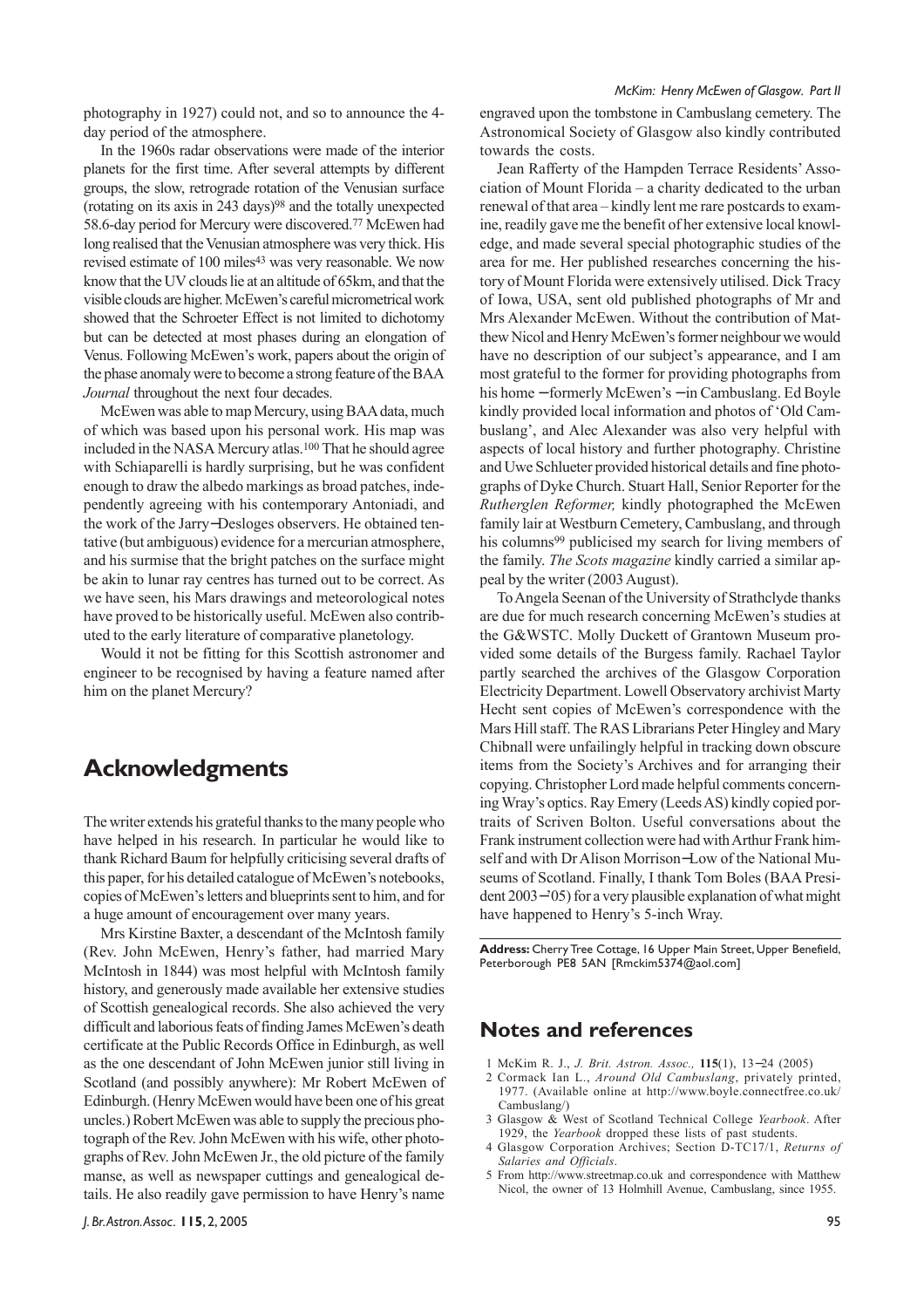photography in 1927) could not, and so to announce the 4-day period of the atmosphere.

In the 1960s radar observations were made of the interior planets for the first time. After several attempts by different groups, the slow, retrograde rotation of the Venusian surface (rotating on its axis in 243 days)[98] and the totally unexpected 58.6-day period for Mercury were discovered.[77] McEwen had long realised that the Venusian atmosphere was very thick. His revised estimate of 100 miles[43] was very reasonable. We now know that the UV clouds lie at an altitude of 65km, and that the visible clouds are higher. McEwen's careful micrometrical work showed that the Schroeter Effect is not limited to dichotomy but can be detected at most phases during an elongation of Venus. Following McEwen's work, papers about the origin of the phase anomaly were to become a strong feature of the BAA *Journal* throughout the next four decades.

McEwen was able to map Mercury, using BAA data, much of which was based upon his personal work. His map was included in the NASA Mercury atlas.[100] That he should agree with Schiaparelli is hardly surprising, but he was confident enough to draw the albedo markings as broad patches, independently agreeing with his contemporary Antoniadi, and the work of the Jarry–Desloges observers. He obtained tentative (but ambiguous) evidence for a mercurian atmosphere, and his surmise that the bright patches on the surface might be akin to lunar ray centres has turned out to be correct. As we have seen, his Mars drawings and meteorological notes have proved to be historically useful. McEwen also contributed to the early literature of comparative planetology.

Would it not be fitting for this Scottish astronomer and engineer to be recognised by having a feature named after him on the planet Mercury?

## Acknowledgments

The writer extends his grateful thanks to the many people who have helped in his research. In particular he would like to thank Richard Baum for helpfully criticising several drafts of this paper, for his detailed catalogue of McEwen's notebooks, copies of McEwen's letters and blueprints sent to him, and for a huge amount of encouragement over many years.

Mrs Kirstine Baxter, a descendant of the McIntosh family (Rev. John McEwen, Henry's father, had married Mary McIntosh in 1844) was most helpful with McIntosh family history, and generously made available her extensive studies of Scottish genealogical records. She also achieved the very difficult and laborious feats of finding James McEwen's death certificate at the Public Records Office in Edinburgh, as well as the one descendant of John McEwen junior still living in Scotland (and possibly anywhere): Mr Robert McEwen of Edinburgh. (Henry McEwen would have been one of his great uncles.) Robert McEwen was able to supply the precious photograph of the Rev. John McEwen with his wife, other photographs of Rev. John McEwen Jr., the old picture of the family manse, as well as newspaper cuttings and genealogical details. He also readily gave permission to have Henry's name engraved upon the tombstone in Cambuslang cemetery. The Astronomical Society of Glasgow also kindly contributed towards the costs.

Jean Rafferty of the Hampden Terrace Residents' Association of Mount Florida – a charity dedicated to the urban renewal of that area – kindly lent me rare postcards to examine, readily gave me the benefit of her extensive local knowledge, and made several special photographic studies of the area for me. Her published researches concerning the history of Mount Florida were extensively utilised. Dick Tracy of Iowa, USA, sent old published photographs of Mr and Mrs Alexander McEwen. Without the contribution of Matthew Nicol and Henry McEwen's former neighbour we would have no description of our subject's appearance, and I am most grateful to the former for providing photographs from his home – formerly McEwen's – in Cambuslang. Ed Boyle kindly provided local information and photos of 'Old Cambuslang', and Alec Alexander was also very helpful with aspects of local history and further photography. Christine and Uwe Schlueter provided historical details and fine photographs of Dyke Church. Stuart Hall, Senior Reporter for the *Rutherglen Reformer,* kindly photographed the McEwen family lair at Westburn Cemetery, Cambuslang, and through his columns[99] publicised my search for living members of the family. *The Scots magazine* kindly carried a similar appeal by the writer (2003 August).

To Angela Seenan of the University of Strathclyde thanks are due for much research concerning McEwen's studies at the G&WSTC. Molly Duckett of Grantown Museum provided some details of the Burgess family. Rachael Taylor partly searched the archives of the Glasgow Corporation Electricity Department. Lowell Observatory archivist Marty Hecht sent copies of McEwen's correspondence with the Mars Hill staff. The RAS Librarians Peter Hingley and Mary Chibnall were unfailingly helpful in tracking down obscure items from the Society's Archives and for arranging their copying. Christopher Lord made helpful comments concerning Wray's optics. Ray Emery (Leeds AS) kindly copied portraits of Scriven Bolton. Useful conversations about the Frank instrument collection were had with Arthur Frank himself and with Dr Alison Morrison–Low of the National Museums of Scotland. Finally, I thank Tom Boles (BAA President 2003–'05) for a very plausible explanation of what might have happened to Henry's 5-inch Wray.

**Address:** Cherry Tree Cottage, 16 Upper Main Street, Upper Benefield, Peterborough PE8 5AN [Rmckim5374@aol.com]

## Notes and references

1 McKim R. J., *J. Brit. Astron. Assoc.,* **115**(1), 13–24 (2005)
2 Cormack Ian L., *Around Old Cambuslang*, privately printed, 1977. (Available online at http://www.boyle.connectfree.co.uk/Cambuslang/)
3 Glasgow & West of Scotland Technical College *Yearbook*. After 1929, the *Yearbook* dropped these lists of past students.
4 Glasgow Corporation Archives; Section D-TC17/1, *Returns of Salaries and Officials*.
5 From http://www.streetmap.co.uk and correspondence with Matthew Nicol, the owner of 13 Holmhill Avenue, Cambuslang, since 1955.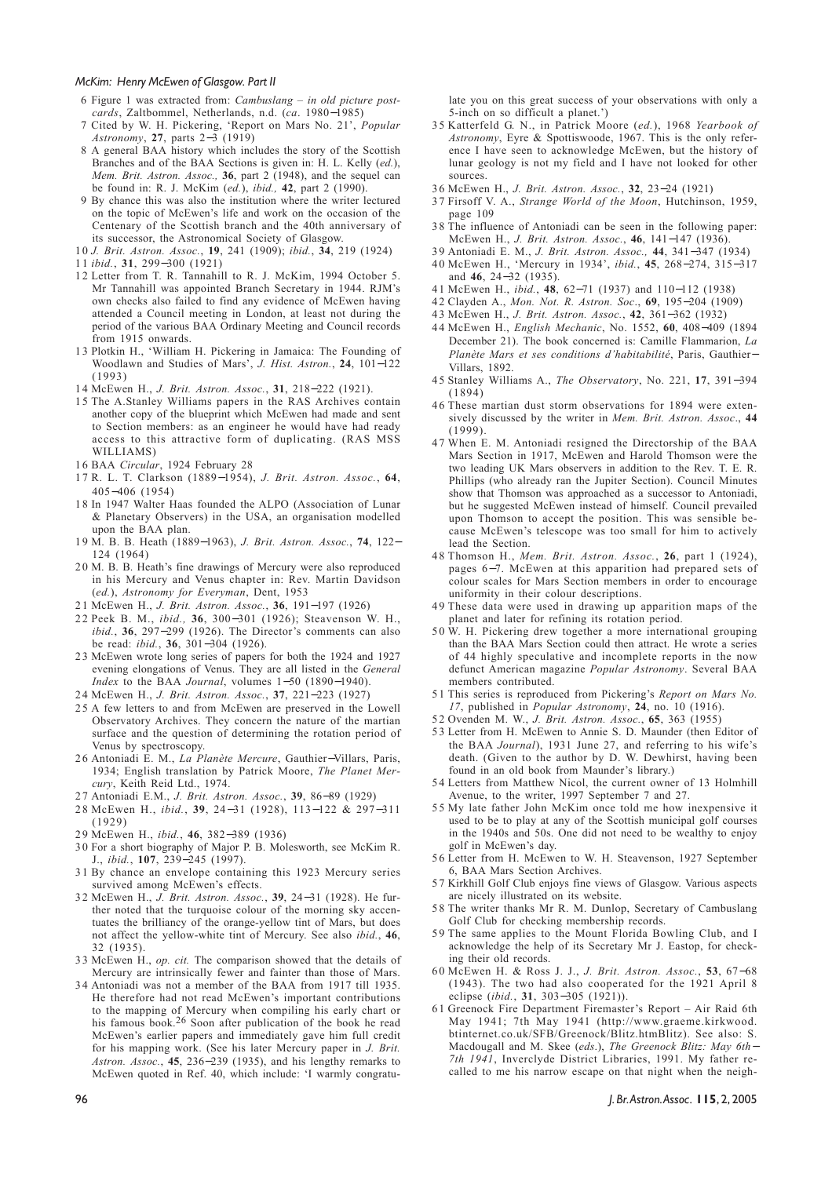6 Figure 1 was extracted from: *Cambuslang – in old picture postcards*, Zaltbommel, Netherlands, n.d. (*ca*. 1980–1985)

7 Cited by W. H. Pickering, 'Report on Mars No. 21', *Popular Astronomy*, **27**, parts 2–3 (1919)

8 A general BAA history which includes the story of the Scottish Branches and of the BAA Sections is given in: H. L. Kelly (*ed.*), *Mem. Brit. Astron. Assoc.,* **36**, part 2 (1948), and the sequel can be found in: R. J. McKim (*ed.*), *ibid.,* **42**, part 2 (1990).

9 By chance this was also the institution where the writer lectured on the topic of McEwen's life and work on the occasion of the Centenary of the Scottish branch and the 40th anniversary of its successor, the Astronomical Society of Glasgow.

10 *J. Brit. Astron. Assoc.*, **19**, 241 (1909); *ibid.*, **34**, 219 (1924)

11 *ibid.*, **31**, 299–300 (1921)

12 Letter from T. R. Tannahill to R. J. McKim, 1994 October 5. Mr Tannahill was appointed Branch Secretary in 1944. RJM's own checks also failed to find any evidence of McEwen having attended a Council meeting in London, at least not during the period of the various BAA Ordinary Meeting and Council records from 1915 onwards.

13 Plotkin H., 'William H. Pickering in Jamaica: The Founding of Woodlawn and Studies of Mars', *J. Hist. Astron.*, **24**, 101–122 (1993)

14 McEwen H., *J. Brit. Astron. Assoc.*, **31**, 218–222 (1921).

15 The A.Stanley Williams papers in the RAS Archives contain another copy of the blueprint which McEwen had made and sent to Section members: as an engineer he would have had ready access to this attractive form of duplicating. (RAS MSS WILLIAMS)

16 BAA *Circular*, 1924 February 28

17 R. L. T. Clarkson (1889–1954), *J. Brit. Astron. Assoc.*, **64**, 405–406 (1954)

18 In 1947 Walter Haas founded the ALPO (Association of Lunar & Planetary Observers) in the USA, an organisation modelled upon the BAA plan.

19 M. B. B. Heath (1889–1963), *J. Brit. Astron. Assoc.*, **74**, 122–124 (1964)

20 M. B. B. Heath's fine drawings of Mercury were also reproduced in his Mercury and Venus chapter in: Rev. Martin Davidson (*ed.*), *Astronomy for Everyman*, Dent, 1953

21 McEwen H., *J. Brit. Astron. Assoc.*, **36**, 191–197 (1926)

22 Peek B. M., *ibid.,* **36**, 300–301 (1926); Steavenson W. H., *ibid.*, **36**, 297–299 (1926). The Director's comments can also be read: *ibid.*, **36**, 301–304 (1926).

23 McEwen wrote long series of papers for both the 1924 and 1927 evening elongations of Venus. They are all listed in the *General Index* to the BAA *Journal*, volumes 1–50 (1890–1940).

24 McEwen H., *J. Brit. Astron. Assoc.*, **37**, 221–223 (1927)

25 A few letters to and from McEwen are preserved in the Lowell Observatory Archives. They concern the nature of the martian surface and the question of determining the rotation period of Venus by spectroscopy.

26 Antoniadi E. M., *La Planète Mercure*, Gauthier–Villars, Paris, 1934; English translation by Patrick Moore, *The Planet Mercury*, Keith Reid Ltd., 1974.

27 Antoniadi E.M., *J. Brit. Astron. Assoc.*, **39**, 86–89 (1929)

28 McEwen H., *ibid.*, **39**, 24–31 (1928), 113–122 & 297–311 (1929)

29 McEwen H., *ibid.*, **46**, 382–389 (1936)

30 For a short biography of Major P. B. Molesworth, see McKim R. J., *ibid.*, **107**, 239–245 (1997).

31 By chance an envelope containing this 1923 Mercury series survived among McEwen's effects.

32 McEwen H., *J. Brit. Astron. Assoc.*, **39**, 24–31 (1928). He further noted that the turquoise colour of the morning sky accentuates the brilliancy of the orange-yellow tint of Mars, but does not affect the yellow-white tint of Mercury. See also *ibid.*, **46**, 32 (1935).

33 McEwen H., *op. cit.* The comparison showed that the details of Mercury are intrinsically fewer and fainter than those of Mars.

34 Antoniadi was not a member of the BAA from 1917 till 1935. He therefore had not read McEwen's important contributions to the mapping of Mercury when compiling his early chart or his famous book.[26] Soon after publication of the book he read McEwen's earlier papers and immediately gave him full credit for his mapping work. (See his later Mercury paper in *J. Brit. Astron. Assoc.*, **45**, 236–239 (1935), and his lengthy remarks to McEwen quoted in Ref. 40, which include: 'I warmly congratulate you on this great success of your observations with only a 5-inch on so difficult a planet.')

35 Katterfeld G. N., in Patrick Moore (*ed.*), 1968 *Yearbook of Astronomy*, Eyre & Spottiswoode, 1967. This is the only reference I have seen to acknowledge McEwen, but the history of lunar geology is not my field and I have not looked for other sources.

36 McEwen H., *J. Brit. Astron. Assoc.*, **32**, 23–24 (1921)

37 Firsoff V. A., *Strange World of the Moon*, Hutchinson, 1959, page 109

38 The influence of Antoniadi can be seen in the following paper: McEwen H., *J. Brit. Astron. Assoc.*, **46**, 141–147 (1936).

39 Antoniadi E. M., *J. Brit. Astron. Assoc.,* **44**, 341–347 (1934)

40 McEwen H., 'Mercury in 1934', *ibid.*, **45**, 268–274, 315–317 and **46**, 24–32 (1935).

41 McEwen H., *ibid.*, **48**, 62–71 (1937) and 110–112 (1938)

42 Clayden A., *Mon. Not. R. Astron. Soc*., **69**, 195–204 (1909)

43 McEwen H., *J. Brit. Astron. Assoc.*, **42**, 361–362 (1932)

44 McEwen H., *English Mechanic*, No. 1552, **60**, 408–409 (1894 December 21). The book concerned is: Camille Flammarion, *La Planète Mars et ses conditions d'habitabilité*, Paris, Gauthier–Villars, 1892.

45 Stanley Williams A., *The Observatory*, No. 221, **17**, 391–394 (1894)

46 These martian dust storm observations for 1894 were extensively discussed by the writer in *Mem. Brit. Astron. Assoc*., **44** (1999).

47 When E. M. Antoniadi resigned the Directorship of the BAA Mars Section in 1917, McEwen and Harold Thomson were the two leading UK Mars observers in addition to the Rev. T. E. R. Phillips (who already ran the Jupiter Section). Council Minutes show that Thomson was approached as a successor to Antoniadi, but he suggested McEwen instead of himself. Council prevailed upon Thomson to accept the position. This was sensible because McEwen's telescope was too small for him to actively lead the Section.

48 Thomson H., *Mem. Brit. Astron. Assoc.*, **26**, part 1 (1924), pages 6–7. McEwen at this apparition had prepared sets of colour scales for Mars Section members in order to encourage uniformity in their colour descriptions.

49 These data were used in drawing up apparition maps of the planet and later for refining its rotation period.

50 W. H. Pickering drew together a more international grouping than the BAA Mars Section could then attract. He wrote a series of 44 highly speculative and incomplete reports in the now defunct American magazine *Popular Astronomy*. Several BAA members contributed.

51 This series is reproduced from Pickering's *Report on Mars No. 17*, published in *Popular Astronomy*, **24**, no. 10 (1916).

52 Ovenden M. W., *J. Brit. Astron. Assoc.*, **65**, 363 (1955)

53 Letter from H. McEwen to Annie S. D. Maunder (then Editor of the BAA *Journal*), 1931 June 27, and referring to his wife's death. (Given to the author by D. W. Dewhirst, having been found in an old book from Maunder's library.)

54 Letters from Matthew Nicol, the current owner of 13 Holmhill Avenue, to the writer, 1997 September 7 and 27.

55 My late father John McKim once told me how inexpensive it used to be to play at any of the Scottish municipal golf courses in the 1940s and 50s. One did not need to be wealthy to enjoy golf in McEwen's day.

56 Letter from H. McEwen to W. H. Steavenson, 1927 September 6, BAA Mars Section Archives.

57 Kirkhill Golf Club enjoys fine views of Glasgow. Various aspects are nicely illustrated on its website.

58 The writer thanks Mr R. M. Dunlop, Secretary of Cambuslang Golf Club for checking membership records.

59 The same applies to the Mount Florida Bowling Club, and I acknowledge the help of its Secretary Mr J. Eastop, for checking their old records.

60 McEwen H. & Ross J. J., *J. Brit. Astron. Assoc.*, **53**, 67–68 (1943). The two had also cooperated for the 1921 April 8 eclipse (*ibid.*, **31**, 303–305 (1921)).

61 Greenock Fire Department Firemaster's Report – Air Raid 6th May 1941; 7th May 1941 (http://www.graeme.kirkwood.btinternet.co.uk/SFB/Greenock/Blitz.htmBlitz). See also: S. Macdougall and M. Skee (*eds*.), *The Greenock Blitz: May 6th–7th 1941*, Inverclyde District Libraries, 1991. My father recalled to me his narrow escape on that night when the neigh-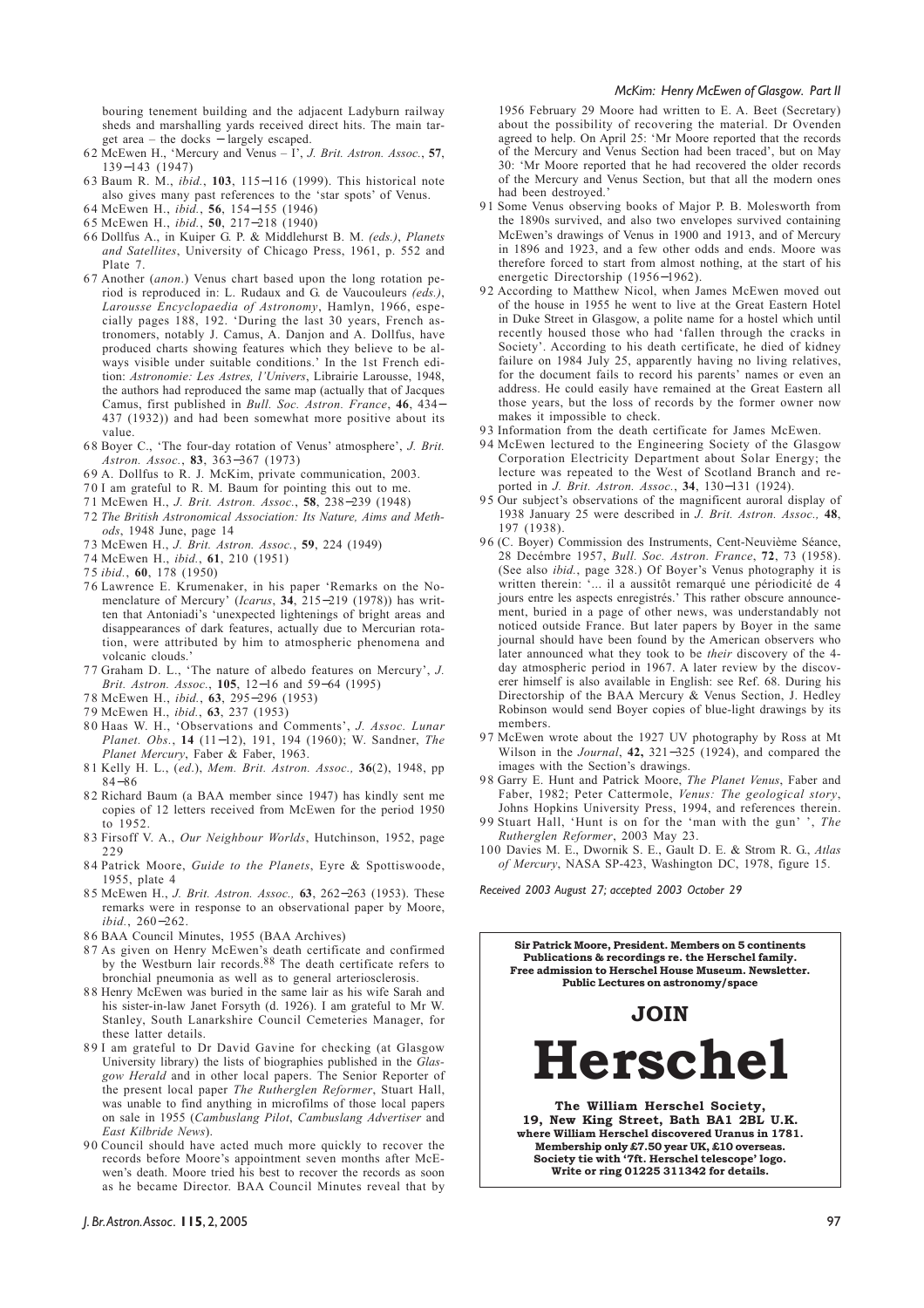bouring tenement building and the adjacent Ladyburn railway sheds and marshalling yards received direct hits. The main target area – the docks – largely escaped.

62 McEwen H., 'Mercury and Venus – I', *J. Brit. Astron. Assoc.*, **57**, 139–143 (1947)

63 Baum R. M., *ibid.*, **103**, 115–116 (1999). This historical note also gives many past references to the 'star spots' of Venus.

64 McEwen H., *ibid.*, **56**, 154–155 (1946)

65 McEwen H., *ibid.*, **50**, 217–218 (1940)

66 Dollfus A., in Kuiper G. P. & Middlehurst B. M. *(eds.)*, *Planets and Satellites*, University of Chicago Press, 1961, p. 552 and Plate 7.

67 Another (*anon.*) Venus chart based upon the long rotation period is reproduced in: L. Rudaux and G. de Vaucouleurs *(eds.)*, *Larousse Encyclopaedia of Astronomy*, Hamlyn, 1966, especially pages 188, 192. 'During the last 30 years, French astronomers, notably J. Camus, A. Danjon and A. Dollfus, have produced charts showing features which they believe to be always visible under suitable conditions.' In the 1st French edition: *Astronomie: Les Astres, l'Univers*, Librairie Larousse, 1948, the authors had reproduced the same map (actually that of Jacques Camus, first published in *Bull. Soc. Astron. France*, **46**, 434–437 (1932)) and had been somewhat more positive about its value.

68 Boyer C., 'The four-day rotation of Venus' atmosphere', *J. Brit. Astron. Assoc.*, **83**, 363–367 (1973)

69 A. Dollfus to R. J. McKim, private communication, 2003.

70 I am grateful to R. M. Baum for pointing this out to me.

71 McEwen H., *J. Brit. Astron. Assoc.*, **58**, 238–239 (1948)

72 *The British Astronomical Association: Its Nature, Aims and Methods*, 1948 June, page 14

73 McEwen H., *J. Brit. Astron. Assoc.*, **59**, 224 (1949)

74 McEwen H., *ibid.*, **61**, 210 (1951)

75 *ibid.*, **60**, 178 (1950)

76 Lawrence E. Krumenaker, in his paper 'Remarks on the Nomenclature of Mercury' (*Icarus*, **34**, 215–219 (1978)) has written that Antoniadi's 'unexpected lightenings of bright areas and disappearances of dark features, actually due to Mercurian rotation, were attributed by him to atmospheric phenomena and volcanic clouds.'

77 Graham D. L., 'The nature of albedo features on Mercury', *J. Brit. Astron. Assoc.*, **105**, 12–16 and 59–64 (1995)

78 McEwen H., *ibid.*, **63**, 295–296 (1953)

79 McEwen H., *ibid.*, **63**, 237 (1953)

80 Haas W. H., 'Observations and Comments', *J. Assoc. Lunar Planet. Obs.*, **14** (11–12), 191, 194 (1960); W. Sandner, *The Planet Mercury*, Faber & Faber, 1963.

81 Kelly H. L., (*ed.*), *Mem. Brit. Astron. Assoc.,* **36**(2), 1948, pp 84–86

82 Richard Baum (a BAA member since 1947) has kindly sent me copies of 12 letters received from McEwen for the period 1950 to 1952.

83 Firsoff V. A., *Our Neighbour Worlds*, Hutchinson, 1952, page 229

84 Patrick Moore, *Guide to the Planets*, Eyre & Spottiswoode, 1955, plate 4

85 McEwen H., *J. Brit. Astron. Assoc.,* **63**, 262–263 (1953). These remarks were in response to an observational paper by Moore, *ibid.*, 260–262.

86 BAA Council Minutes, 1955 (BAA Archives)

87 As given on Henry McEwen's death certificate and confirmed by the Westburn lair records.[88] The death certificate refers to bronchial pneumonia as well as to general arteriosclerosis.

88 Henry McEwen was buried in the same lair as his wife Sarah and his sister-in-law Janet Forsyth (d. 1926). I am grateful to Mr W. Stanley, South Lanarkshire Council Cemeteries Manager, for these latter details.

89 I am grateful to Dr David Gavine for checking (at Glasgow University library) the lists of biographies published in the *Glasgow Herald* and in other local papers. The Senior Reporter of the present local paper *The Rutherglen Reformer*, Stuart Hall, was unable to find anything in microfilms of those local papers on sale in 1955 (*Cambuslang Pilot*, *Cambuslang Advertiser* and *East Kilbride News*).

90 Council should have acted much more quickly to recover the records before Moore's appointment seven months after McEwen's death. Moore tried his best to recover the records as soon as he became Director. BAA Council Minutes reveal that by 1956 February 29 Moore had written to E. A. Beet (Secretary) about the possibility of recovering the material. Dr Ovenden agreed to help. On April 25: 'Mr Moore reported that the records of the Mercury and Venus Section had been traced', but on May 30: 'Mr Moore reported that he had recovered the older records of the Mercury and Venus Section, but that all the modern ones had been destroyed.'

91 Some Venus observing books of Major P. B. Molesworth from the 1890s survived, and also two envelopes survived containing McEwen's drawings of Venus in 1900 and 1913, and of Mercury in 1896 and 1923, and a few other odds and ends. Moore was therefore forced to start from almost nothing, at the start of his energetic Directorship (1956–1962).

92 According to Matthew Nicol, when James McEwen moved out of the house in 1955 he went to live at the Great Eastern Hotel in Duke Street in Glasgow, a polite name for a hostel which until recently housed those who had 'fallen through the cracks in Society'. According to his death certificate, he died of kidney failure on 1984 July 25, apparently having no living relatives, for the document fails to record his parents' names or even an address. He could easily have remained at the Great Eastern all those years, but the loss of records by the former owner now makes it impossible to check.

93 Information from the death certificate for James McEwen.

94 McEwen lectured to the Engineering Society of the Glasgow Corporation Electricity Department about Solar Energy; the lecture was repeated to the West of Scotland Branch and reported in *J. Brit. Astron. Assoc.*, **34**, 130–131 (1924).

95 Our subject's observations of the magnificent auroral display of 1938 January 25 were described in *J. Brit. Astron. Assoc.,* **48**, 197 (1938).

96 (C. Boyer) Commission des Instruments, Cent-Neuvième Séance, 28 Decémbre 1957, *Bull. Soc. Astron. France*, **72**, 73 (1958). (See also *ibid.*, page 328.) Of Boyer's Venus photography it is written therein: '... il a aussitôt remarqué une périodicité de 4 jours entre les aspects enregistrés.' This rather obscure announcement, buried in a page of other news, was understandably not noticed outside France. But later papers by Boyer in the same journal should have been found by the American observers who later announced what they took to be *their* discovery of the 4-day atmospheric period in 1967. A later review by the discoverer himself is also available in English: see Ref. 68. During his Directorship of the BAA Mercury & Venus Section, J. Hedley Robinson would send Boyer copies of blue-light drawings by its members.

97 McEwen wrote about the 1927 UV photography by Ross at Mt Wilson in the *Journal*, **42,** 321–325 (1924), and compared the images with the Section's drawings.

98 Garry E. Hunt and Patrick Moore, *The Planet Venus*, Faber and Faber, 1982; Peter Cattermole, *Venus: The geological story*, Johns Hopkins University Press, 1994, and references therein.

99 Stuart Hall, 'Hunt is on for the 'man with the gun' ', *The Rutherglen Reformer*, 2003 May 23.

100 Davies M. E., Dwornik S. E., Gault D. E. & Strom R. G., *Atlas of Mercury*, NASA SP-423, Washington DC, 1978, figure 15.

*Received 2003 August 27; accepted 2003 October 29*

**Sir Patrick Moore, President. Members on 5 continents**
**Publications & recordings re. the Herschel family.**
**Free admission to Herschel House Museum. Newsletter.**
**Public Lectures on astronomy/space**

**JOIN**

# Herschel

**The William Herschel Society,**
**19, New King Street, Bath BA1 2BL U.K.**
**where William Herschel discovered Uranus in 1781.**
**Membership only £7.50 year UK, £10 overseas.**
**Society tie with '7ft. Herschel telescope' logo.**
**Write or ring 01225 311342 for details.**